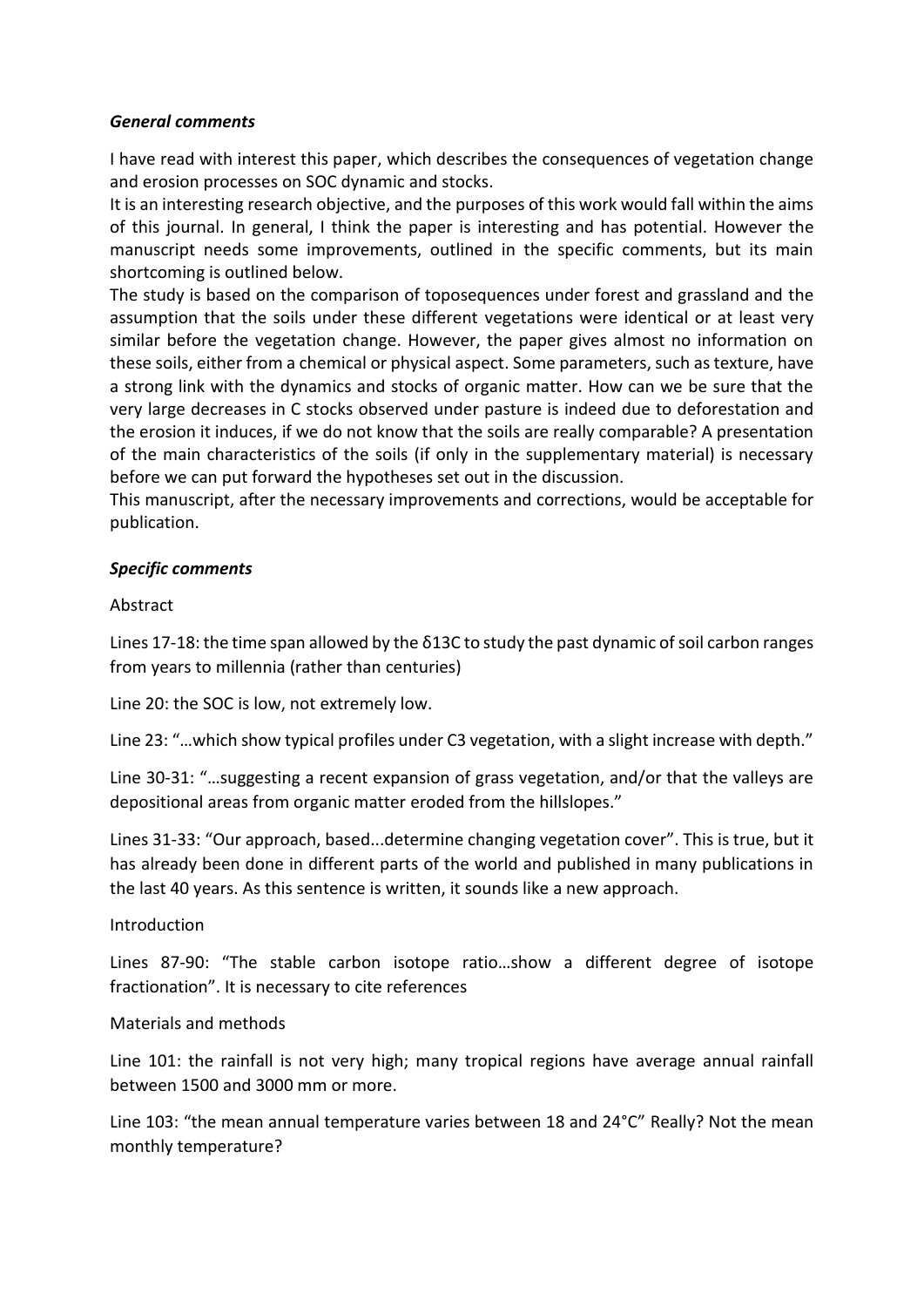***General comments***

I have read with interest this paper, which describes the consequences of vegetation change and erosion processes on SOC dynamic and stocks.

It is an interesting research objective, and the purposes of this work would fall within the aims of this journal. In general, I think the paper is interesting and has potential. However the manuscript needs some improvements, outlined in the specific comments, but its main shortcoming is outlined below.

The study is based on the comparison of toposequences under forest and grassland and the assumption that the soils under these different vegetations were identical or at least very similar before the vegetation change. However, the paper gives almost no information on these soils, either from a chemical or physical aspect. Some parameters, such as texture, have a strong link with the dynamics and stocks of organic matter. How can we be sure that the very large decreases in C stocks observed under pasture is indeed due to deforestation and the erosion it induces, if we do not know that the soils are really comparable? A presentation of the main characteristics of the soils (if only in the supplementary material) is necessary before we can put forward the hypotheses set out in the discussion.

This manuscript, after the necessary improvements and corrections, would be acceptable for publication.

***Specific comments***

Abstract

Lines 17-18: the time span allowed by the δ13C to study the past dynamic of soil carbon ranges from years to millennia (rather than centuries)

Line 20: the SOC is low, not extremely low.

Line 23: "…which show typical profiles under C3 vegetation, with a slight increase with depth."

Line 30-31: "…suggesting a recent expansion of grass vegetation, and/or that the valleys are depositional areas from organic matter eroded from the hillslopes."

Lines 31-33: "Our approach, based...determine changing vegetation cover". This is true, but it has already been done in different parts of the world and published in many publications in the last 40 years. As this sentence is written, it sounds like a new approach.

Introduction

Lines 87-90: "The stable carbon isotope ratio…show a different degree of isotope fractionation". It is necessary to cite references

Materials and methods

Line 101: the rainfall is not very high; many tropical regions have average annual rainfall between 1500 and 3000 mm or more.

Line 103: "the mean annual temperature varies between 18 and 24°C" Really? Not the mean monthly temperature?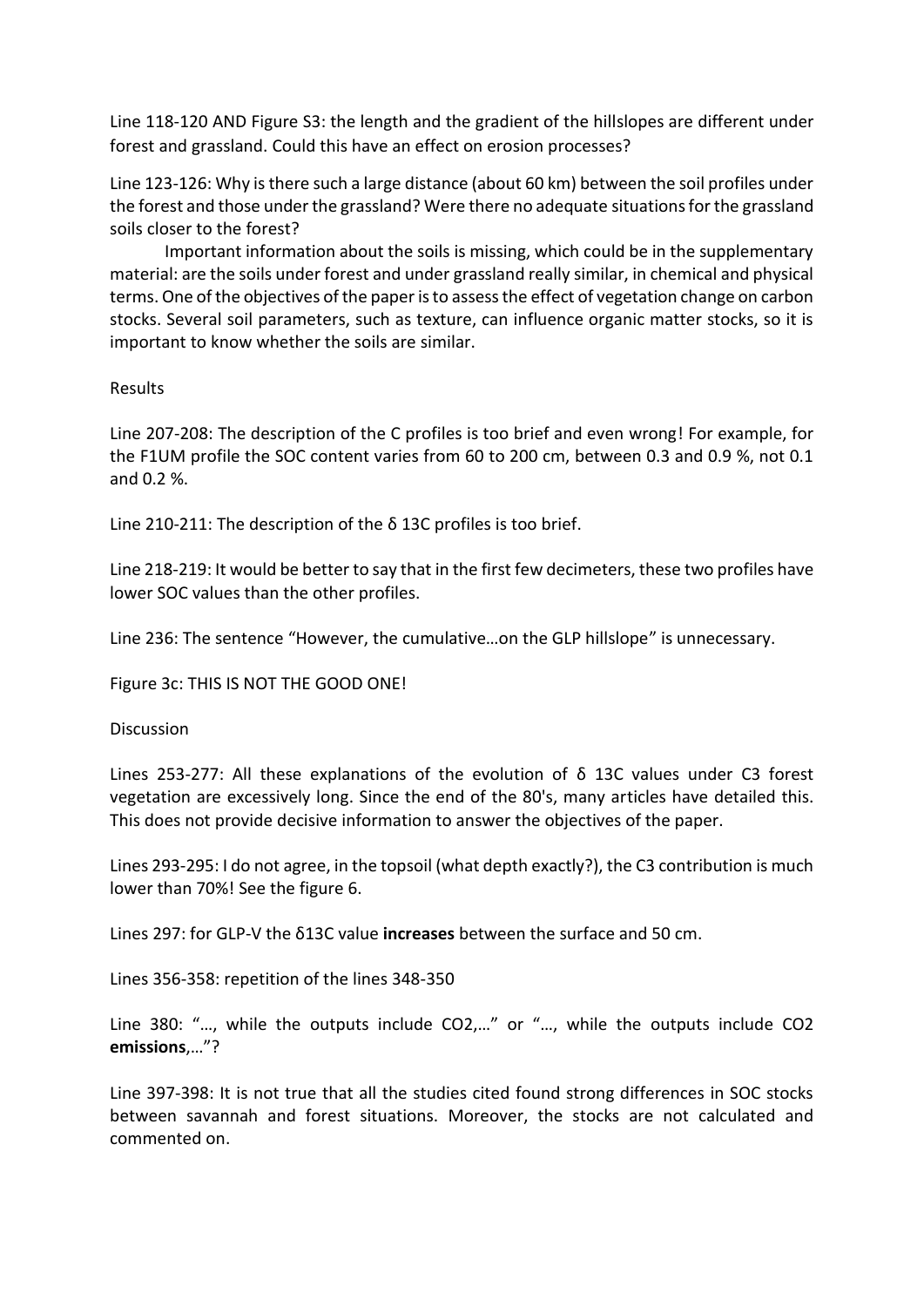Line 118-120 AND Figure S3: the length and the gradient of the hillslopes are different under forest and grassland. Could this have an effect on erosion processes?

Line 123-126: Why is there such a large distance (about 60 km) between the soil profiles under the forest and those under the grassland? Were there no adequate situations for the grassland soils closer to the forest?

Important information about the soils is missing, which could be in the supplementary material: are the soils under forest and under grassland really similar, in chemical and physical terms. One of the objectives of the paper is to assess the effect of vegetation change on carbon stocks. Several soil parameters, such as texture, can influence organic matter stocks, so it is important to know whether the soils are similar.

Results

Line 207-208: The description of the C profiles is too brief and even wrong! For example, for the F1UM profile the SOC content varies from 60 to 200 cm, between 0.3 and 0.9 %, not 0.1 and 0.2 %.

Line 210-211: The description of the δ 13C profiles is too brief.

Line 218-219: It would be better to say that in the first few decimeters, these two profiles have lower SOC values than the other profiles.

Line 236: The sentence “However, the cumulative…on the GLP hillslope” is unnecessary.

Figure 3c: THIS IS NOT THE GOOD ONE!

Discussion

Lines 253-277: All these explanations of the evolution of δ 13C values under C3 forest vegetation are excessively long. Since the end of the 80's, many articles have detailed this. This does not provide decisive information to answer the objectives of the paper.

Lines 293-295: I do not agree, in the topsoil (what depth exactly?), the C3 contribution is much lower than 70%! See the figure 6.

Lines 297: for GLP-V the δ13C value **increases** between the surface and 50 cm.

Lines 356-358: repetition of the lines 348-350

Line 380: “…, while the outputs include $CO_2$,…” or “…, while the outputs include $CO_2$ **emissions**,…”?

Line 397-398: It is not true that all the studies cited found strong differences in SOC stocks between savannah and forest situations. Moreover, the stocks are not calculated and commented on.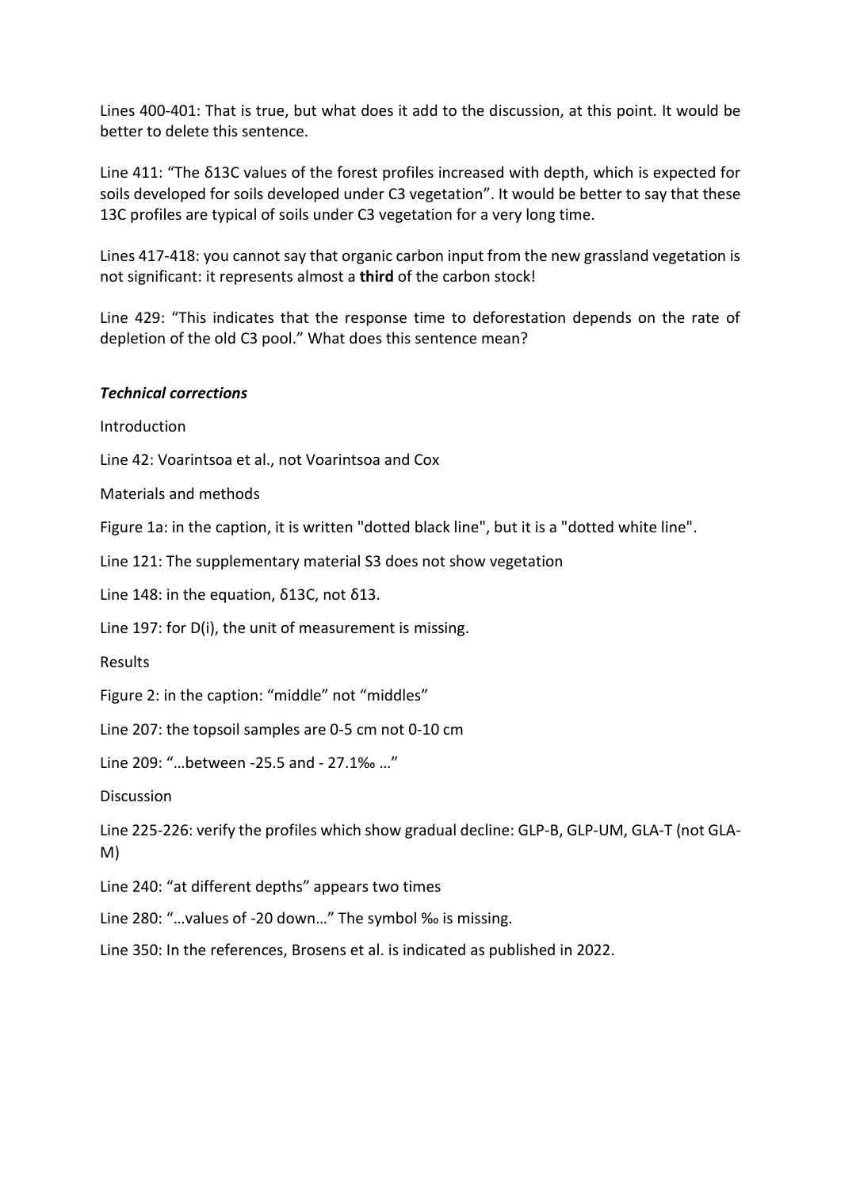Lines 400-401: That is true, but what does it add to the discussion, at this point. It would be better to delete this sentence.

Line 411: "The δ13C values of the forest profiles increased with depth, which is expected for soils developed for soils developed under C3 vegetation". It would be better to say that these 13C profiles are typical of soils under C3 vegetation for a very long time.

Lines 417-418: you cannot say that organic carbon input from the new grassland vegetation is not significant: it represents almost a **third** of the carbon stock!

Line 429: "This indicates that the response time to deforestation depends on the rate of depletion of the old C3 pool." What does this sentence mean?

### *Technical corrections*

Introduction

Line 42: Voarintsoa et al., not Voarintsoa and Cox

Materials and methods

Figure 1a: in the caption, it is written "dotted black line", but it is a "dotted white line".

Line 121: The supplementary material S3 does not show vegetation

Line 148: in the equation, δ13C, not δ13.

Line 197: for D(i), the unit of measurement is missing.

Results

Figure 2: in the caption: "middle" not "middles"

Line 207: the topsoil samples are 0-5 cm not 0-10 cm

Line 209: "…between -25.5 and - 27.1‰ …"

Discussion

Line 225-226: verify the profiles which show gradual decline: GLP-B, GLP-UM, GLA-T (not GLA-M)

Line 240: "at different depths" appears two times

Line 280: "…values of -20 down…" The symbol ‰ is missing.

Line 350: In the references, Brosens et al. is indicated as published in 2022.